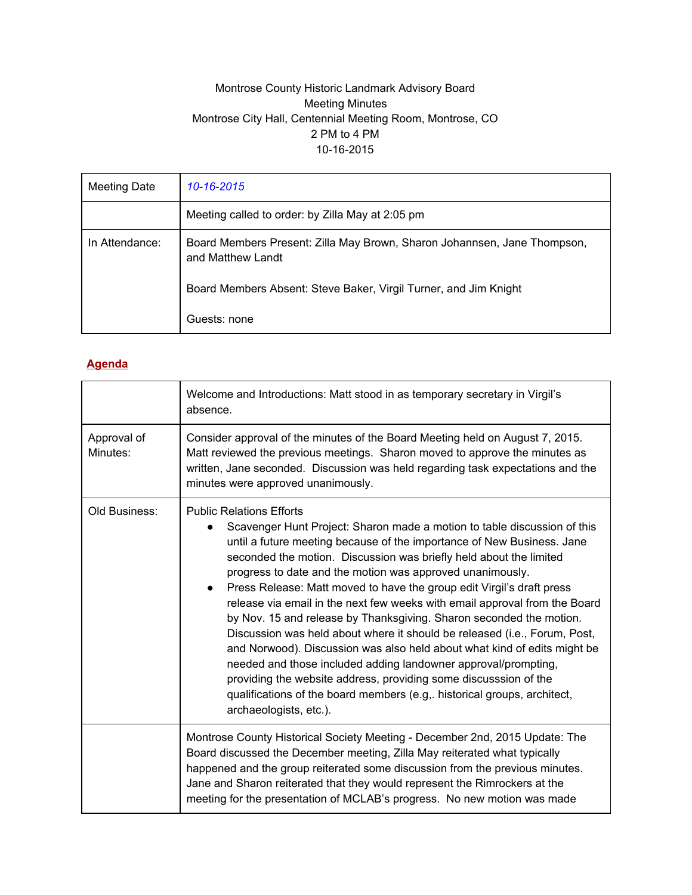Montrose County Historic Landmark Advisory Board
Meeting Minutes
Montrose City Hall, Centennial Meeting Room, Montrose, CO
2 PM to 4 PM
10-16-2015

| | |
|---|---|
| Meeting Date | *10-16-2015* |
| | Meeting called to order: by Zilla May at 2:05 pm |
| In Attendance: | Board Members Present: Zilla May Brown, Sharon Johannsen, Jane Thompson, and Matthew Landt<br><br>Board Members Absent: Steve Baker, Virgil Turner, and Jim Knight<br><br>Guests: none |

## Agenda

| | |
|---|---|
| | Welcome and Introductions: Matt stood in as temporary secretary in Virgil's absence. |
| Approval of Minutes: | Consider approval of the minutes of the Board Meeting held on August 7, 2015. Matt reviewed the previous meetings. Sharon moved to approve the minutes as written, Jane seconded. Discussion was held regarding task expectations and the minutes were approved unanimously. |
| Old Business: | Public Relations Efforts<br>● Scavenger Hunt Project: Sharon made a motion to table discussion of this until a future meeting because of the importance of New Business. Jane seconded the motion. Discussion was briefly held about the limited progress to date and the motion was approved unanimously.<br>● Press Release: Matt moved to have the group edit Virgil's draft press release via email in the next few weeks with email approval from the Board by Nov. 15 and release by Thanksgiving. Sharon seconded the motion. Discussion was held about where it should be released (i.e., Forum, Post, and Norwood). Discussion was also held about what kind of edits might be needed and those included adding landowner approval/prompting, providing the website address, providing some discusssion of the qualifications of the board members (e.g,. historical groups, architect, archaeologists, etc.). |
| | Montrose County Historical Society Meeting - December 2nd, 2015 Update: The Board discussed the December meeting, Zilla May reiterated what typically happened and the group reiterated some discussion from the previous minutes. Jane and Sharon reiterated that they would represent the Rimrockers at the meeting for the presentation of MCLAB's progress. No new motion was made |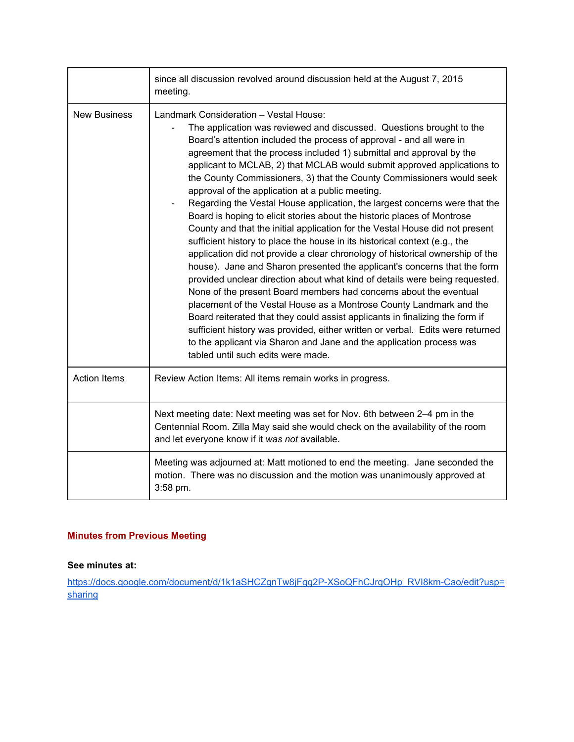| | |
|---|---|
| | since all discussion revolved around discussion held at the August 7, 2015 meeting. |
| New Business | Landmark Consideration – Vestal House:<br>- The application was reviewed and discussed. Questions brought to the Board's attention included the process of approval - and all were in agreement that the process included 1) submittal and approval by the applicant to MCLAB, 2) that MCLAB would submit approved applications to the County Commissioners, 3) that the County Commissioners would seek approval of the application at a public meeting.<br>- Regarding the Vestal House application, the largest concerns were that the Board is hoping to elicit stories about the historic places of Montrose County and that the initial application for the Vestal House did not present sufficient history to place the house in its historical context (e.g., the application did not provide a clear chronology of historical ownership of the house). Jane and Sharon presented the applicant's concerns that the form provided unclear direction about what kind of details were being requested. None of the present Board members had concerns about the eventual placement of the Vestal House as a Montrose County Landmark and the Board reiterated that they could assist applicants in finalizing the form if sufficient history was provided, either written or verbal. Edits were returned to the applicant via Sharon and Jane and the application process was tabled until such edits were made. |
| Action Items | Review Action Items: All items remain works in progress. |
| | Next meeting date: Next meeting was set for Nov. 6th between 2–4 pm in the Centennial Room. Zilla May said she would check on the availability of the room and let everyone know if it *was not* available. |
| | Meeting was adjourned at: Matt motioned to end the meeting. Jane seconded the motion. There was no discussion and the motion was unanimously approved at 3:58 pm. |

**Minutes from Previous Meeting**

**See minutes at:**

https://docs.google.com/document/d/1k1aSHCZgnTw8jFgq2P-XSoQFhCJrqOHp_RVI8km-Cao/edit?usp=sharing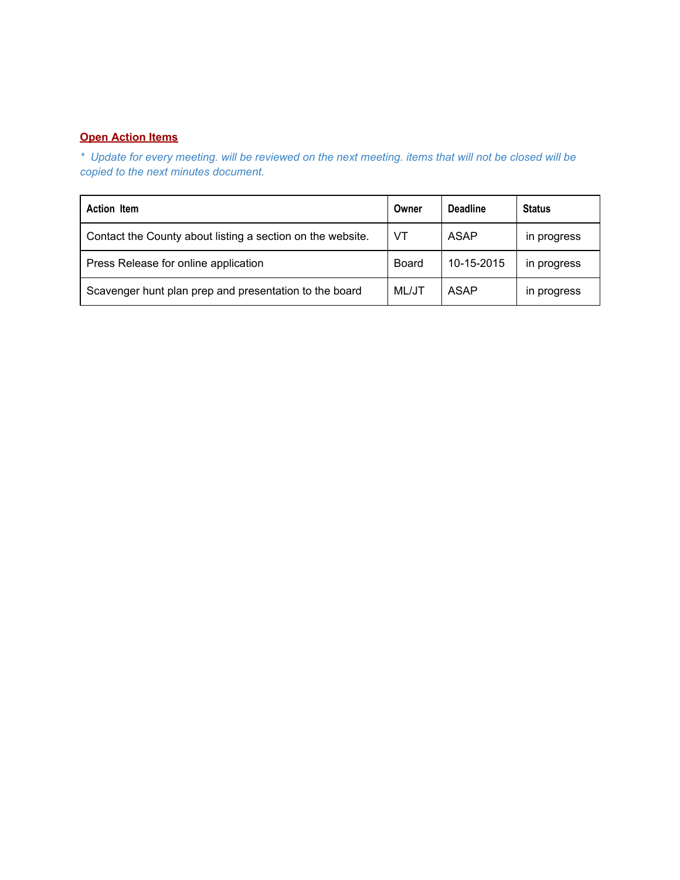**Open Action Items**

*\* Update for every meeting. will be reviewed on the next meeting. items that will not be closed will be copied to the next minutes document.*

| Action Item | Owner | Deadline | Status |
|---|---|---|---|
| Contact the County about listing a section on the website. | VT | ASAP | in progress |
| Press Release for online application | Board | 10-15-2015 | in progress |
| Scavenger hunt plan prep and presentation to the board | ML/JT | ASAP | in progress |